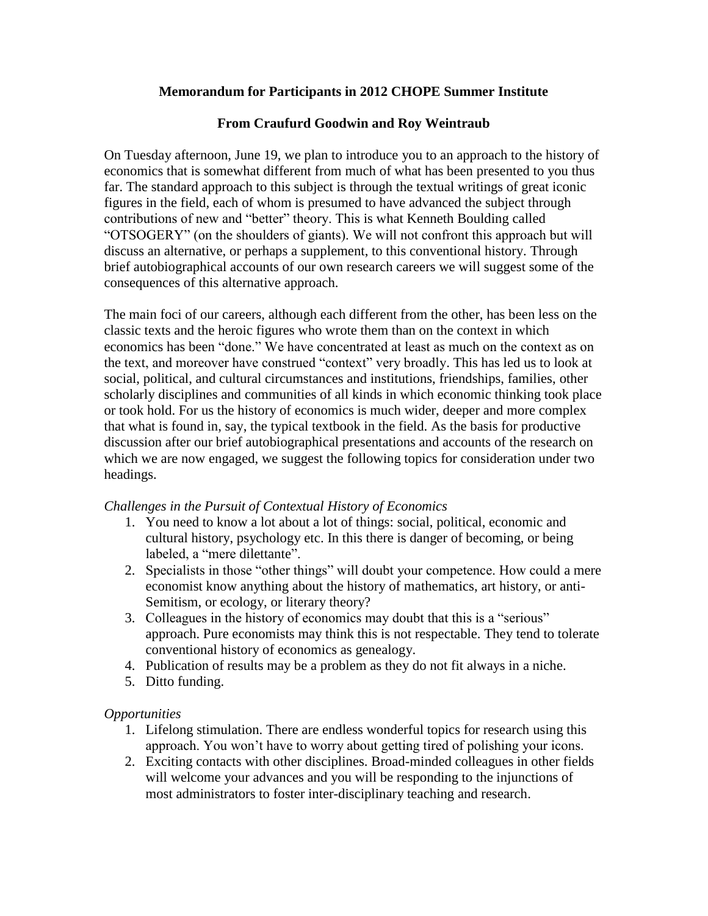**Memorandum for Participants in 2012 CHOPE Summer Institute**

**From Craufurd Goodwin and Roy Weintraub**

On Tuesday afternoon, June 19, we plan to introduce you to an approach to the history of economics that is somewhat different from much of what has been presented to you thus far. The standard approach to this subject is through the textual writings of great iconic figures in the field, each of whom is presumed to have advanced the subject through contributions of new and "better" theory. This is what Kenneth Boulding called "OTSOGERY" (on the shoulders of giants). We will not confront this approach but will discuss an alternative, or perhaps a supplement, to this conventional history. Through brief autobiographical accounts of our own research careers we will suggest some of the consequences of this alternative approach.

The main foci of our careers, although each different from the other, has been less on the classic texts and the heroic figures who wrote them than on the context in which economics has been "done." We have concentrated at least as much on the context as on the text, and moreover have construed "context" very broadly. This has led us to look at social, political, and cultural circumstances and institutions, friendships, families, other scholarly disciplines and communities of all kinds in which economic thinking took place or took hold. For us the history of economics is much wider, deeper and more complex that what is found in, say, the typical textbook in the field. As the basis for productive discussion after our brief autobiographical presentations and accounts of the research on which we are now engaged, we suggest the following topics for consideration under two headings.

*Challenges in the Pursuit of Contextual History of Economics*

1. You need to know a lot about a lot of things: social, political, economic and cultural history, psychology etc. In this there is danger of becoming, or being labeled, a "mere dilettante".
2. Specialists in those "other things" will doubt your competence. How could a mere economist know anything about the history of mathematics, art history, or anti-Semitism, or ecology, or literary theory?
3. Colleagues in the history of economics may doubt that this is a "serious" approach. Pure economists may think this is not respectable. They tend to tolerate conventional history of economics as genealogy.
4. Publication of results may be a problem as they do not fit always in a niche.
5. Ditto funding.

*Opportunities*

1. Lifelong stimulation. There are endless wonderful topics for research using this approach. You won't have to worry about getting tired of polishing your icons.
2. Exciting contacts with other disciplines. Broad-minded colleagues in other fields will welcome your advances and you will be responding to the injunctions of most administrators to foster inter-disciplinary teaching and research.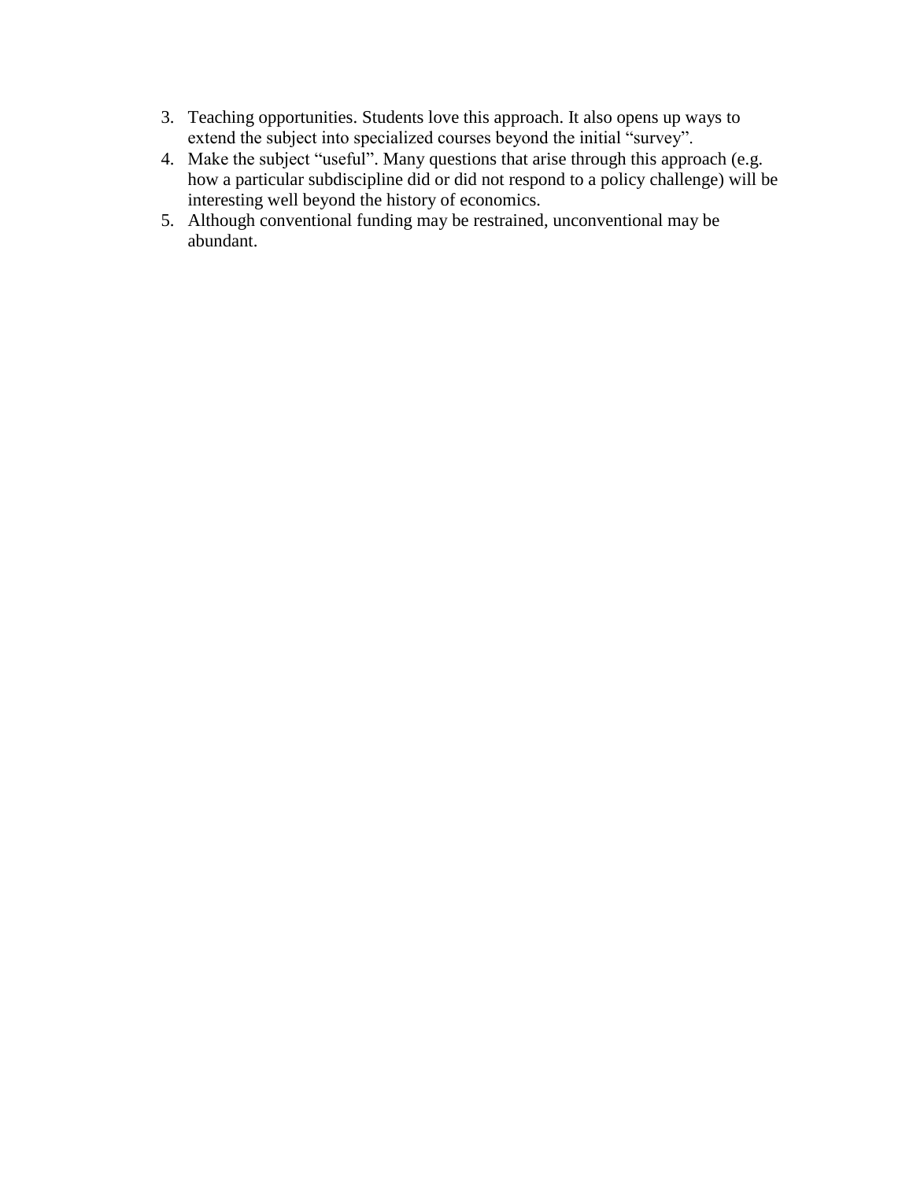3. Teaching opportunities. Students love this approach. It also opens up ways to extend the subject into specialized courses beyond the initial "survey".
4. Make the subject "useful". Many questions that arise through this approach (e.g. how a particular subdiscipline did or did not respond to a policy challenge) will be interesting well beyond the history of economics.
5. Although conventional funding may be restrained, unconventional may be abundant.